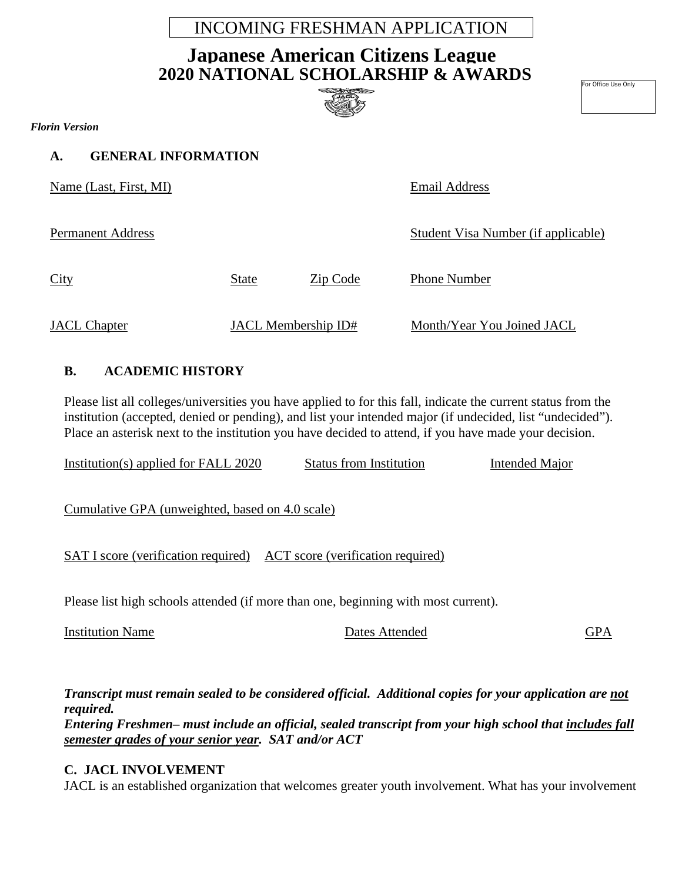INCOMING FRESHMAN APPLICATION

# Japanese American Citizens League
## 2020 NATIONAL SCHOLARSHIP & AWARDS

For Office Use Only

***Florin Version***

### A. GENERAL INFORMATION

| Name (Last, First, MI) | | | Email Address |
|---|---|---|---|
| Permanent Address | | | Student Visa Number (if applicable) |
| City | State | Zip Code | Phone Number |
| JACL Chapter | JACL Membership ID# | | Month/Year You Joined JACL |

### B. ACADEMIC HISTORY

Please list all colleges/universities you have applied to for this fall, indicate the current status from the institution (accepted, denied or pending), and list your intended major (if undecided, list "undecided"). Place an asterisk next to the institution you have decided to attend, if you have made your decision.

| Institution(s) applied for FALL 2020 | Status from Institution | Intended Major |
|---|---|---|

Cumulative GPA (unweighted, based on 4.0 scale)

SAT I score (verification required) ACT score (verification required)

Please list high schools attended (if more than one, beginning with most current).

| Institution Name | Dates Attended | GPA |
|---|---|---|

***Transcript must remain sealed to be considered official. Additional copies for your application are not required.***
***Entering Freshmen– must include an official, sealed transcript from your high school that includes fall semester grades of your senior year. SAT and/or ACT***

### C. JACL INVOLVEMENT

JACL is an established organization that welcomes greater youth involvement. What has your involvement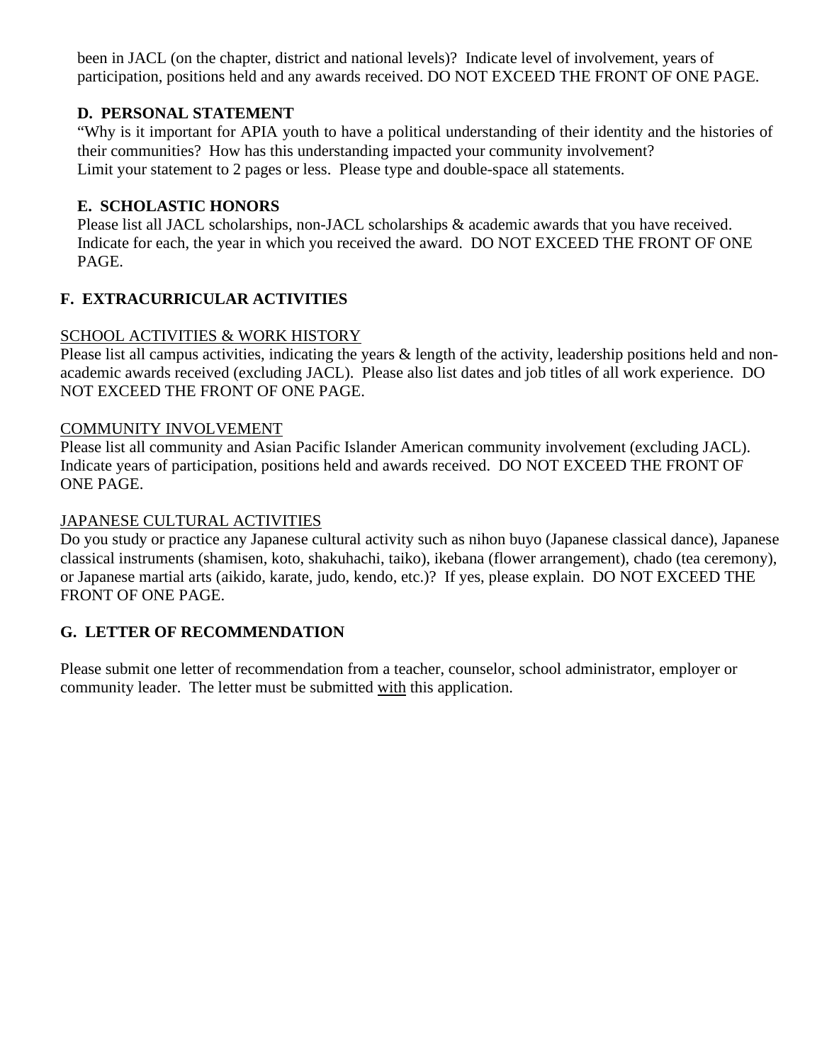been in JACL (on the chapter, district and national levels)? Indicate level of involvement, years of participation, positions held and any awards received. DO NOT EXCEED THE FRONT OF ONE PAGE.

### D. PERSONAL STATEMENT

"Why is it important for APIA youth to have a political understanding of their identity and the histories of their communities? How has this understanding impacted your community involvement?
Limit your statement to 2 pages or less. Please type and double-space all statements.

### E. SCHOLASTIC HONORS

Please list all JACL scholarships, non-JACL scholarships & academic awards that you have received. Indicate for each, the year in which you received the award. DO NOT EXCEED THE FRONT OF ONE PAGE.

## F. EXTRACURRICULAR ACTIVITIES

<u>SCHOOL ACTIVITIES & WORK HISTORY</u>

Please list all campus activities, indicating the years & length of the activity, leadership positions held and non-academic awards received (excluding JACL). Please also list dates and job titles of all work experience. DO NOT EXCEED THE FRONT OF ONE PAGE.

<u>COMMUNITY INVOLVEMENT</u>

Please list all community and Asian Pacific Islander American community involvement (excluding JACL). Indicate years of participation, positions held and awards received. DO NOT EXCEED THE FRONT OF ONE PAGE.

<u>JAPANESE CULTURAL ACTIVITIES</u>

Do you study or practice any Japanese cultural activity such as nihon buyo (Japanese classical dance), Japanese classical instruments (shamisen, koto, shakuhachi, taiko), ikebana (flower arrangement), chado (tea ceremony), or Japanese martial arts (aikido, karate, judo, kendo, etc.)? If yes, please explain. DO NOT EXCEED THE FRONT OF ONE PAGE.

## G. LETTER OF RECOMMENDATION

Please submit one letter of recommendation from a teacher, counselor, school administrator, employer or community leader. The letter must be submitted <u>with</u> this application.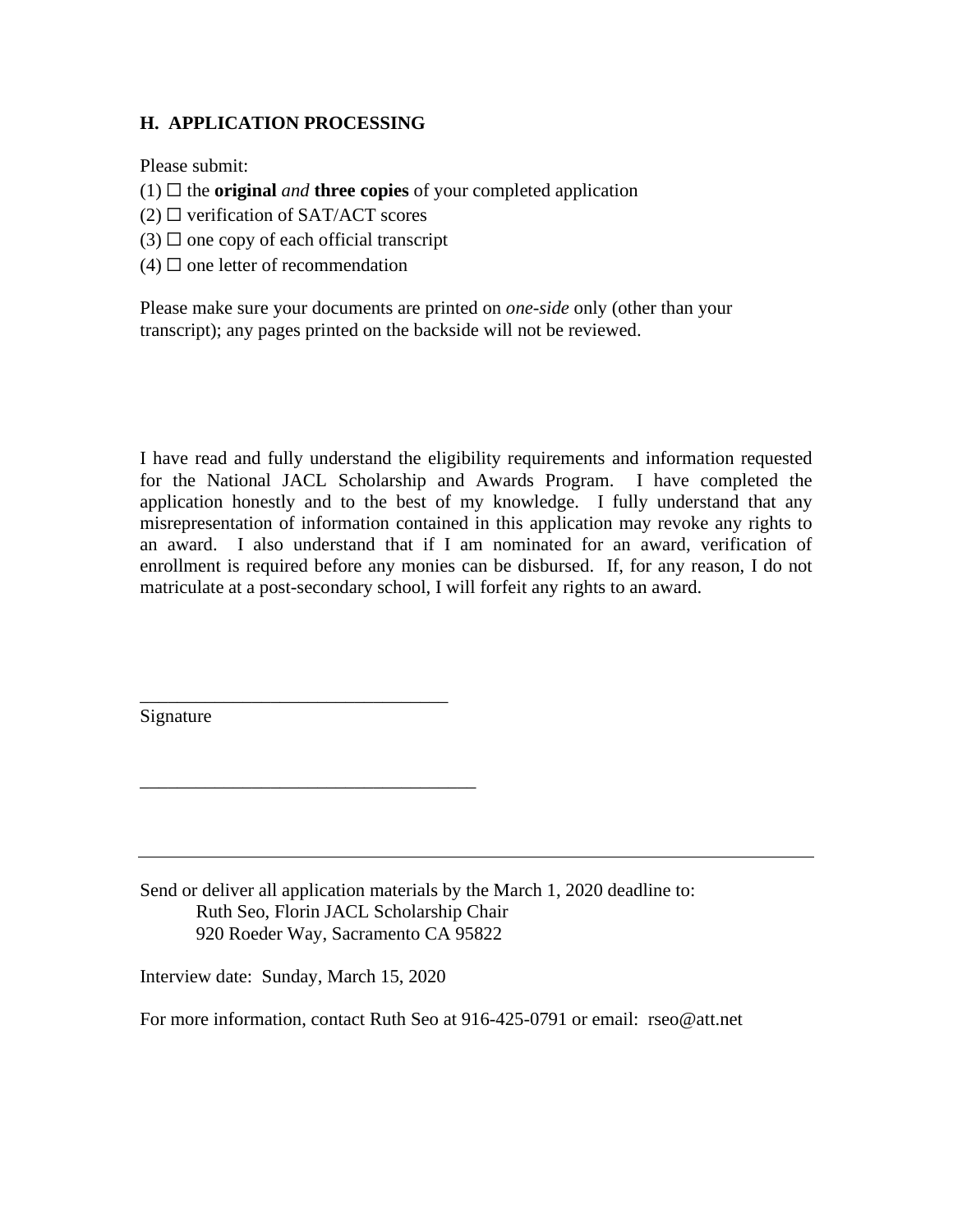### H. APPLICATION PROCESSING

Please submit:

(1) ☐ the **original** *and* **three copies** of your completed application
(2) ☐ verification of SAT/ACT scores
(3) ☐ one copy of each official transcript
(4) ☐ one letter of recommendation

Please make sure your documents are printed on *one-side* only (other than your transcript); any pages printed on the backside will not be reviewed.

I have read and fully understand the eligibility requirements and information requested for the National JACL Scholarship and Awards Program. I have completed the application honestly and to the best of my knowledge. I fully understand that any misrepresentation of information contained in this application may revoke any rights to an award. I also understand that if I am nominated for an award, verification of enrollment is required before any monies can be disbursed. If, for any reason, I do not matriculate at a post-secondary school, I will forfeit any rights to an award.

_________________________________
Signature

____________________________________

---

Send or deliver all application materials by the March 1, 2020 deadline to:
Ruth Seo, Florin JACL Scholarship Chair
920 Roeder Way, Sacramento CA 95822

Interview date: Sunday, March 15, 2020

For more information, contact Ruth Seo at 916-425-0791 or email: rseo@att.net